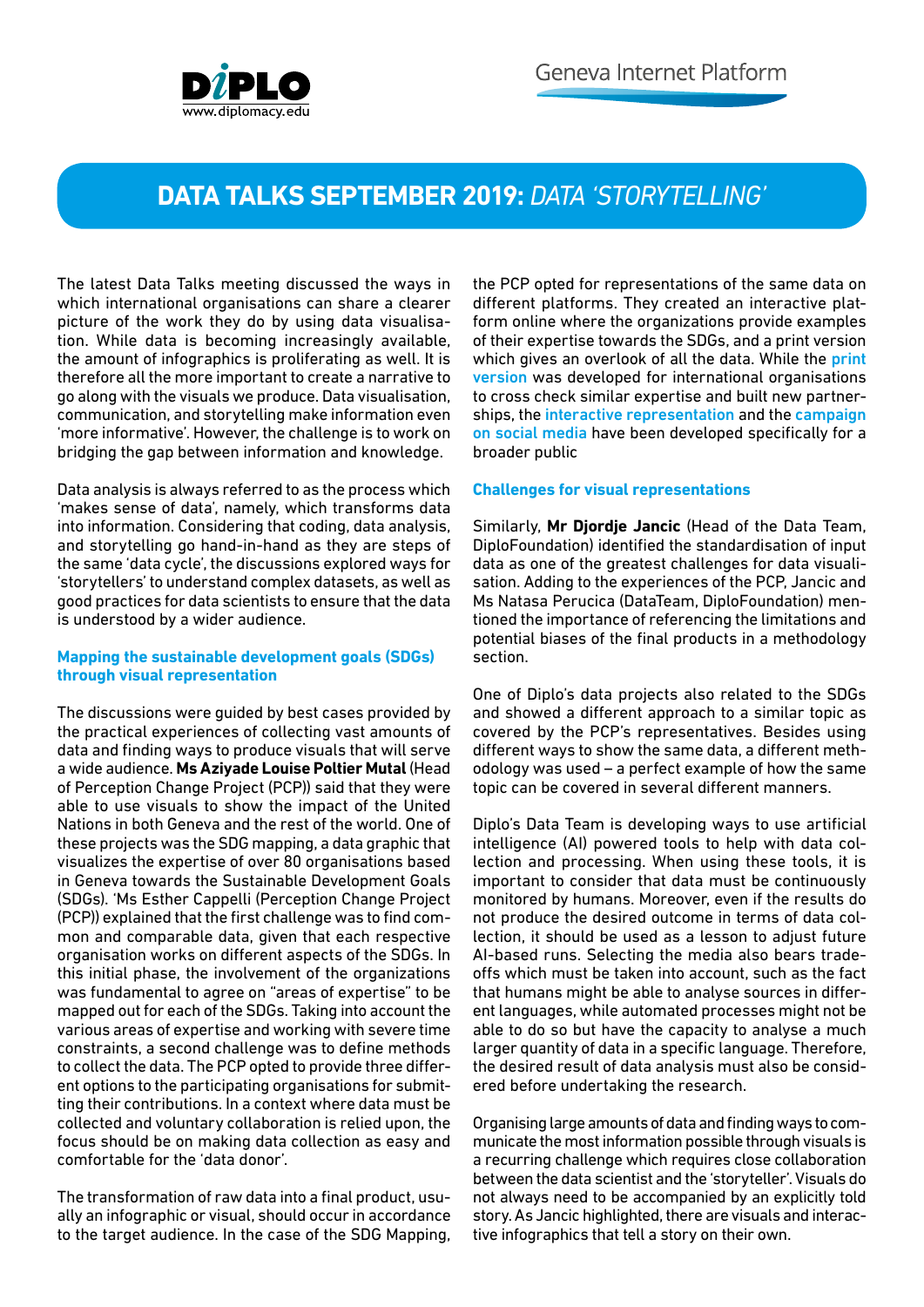# DATA TALKS SEPTEMBER 2019: *DATA 'STORYTELLING'*

The latest Data Talks meeting discussed the ways in which international organisations can share a clearer picture of the work they do by using data visualisation. While data is becoming increasingly available, the amount of infographics is proliferating as well. It is therefore all the more important to create a narrative to go along with the visuals we produce. Data visualisation, communication, and storytelling make information even 'more informative'. However, the challenge is to work on bridging the gap between information and knowledge.

Data analysis is always referred to as the process which 'makes sense of data', namely, which transforms data into information. Considering that coding, data analysis, and storytelling go hand-in-hand as they are steps of the same 'data cycle', the discussions explored ways for 'storytellers' to understand complex datasets, as well as good practices for data scientists to ensure that the data is understood by a wider audience.

### Mapping the sustainable development goals (SDGs) through visual representation

The discussions were guided by best cases provided by the practical experiences of collecting vast amounts of data and finding ways to produce visuals that will serve a wide audience. **Ms Aziyade Louise Poltier Mutal** (Head of Perception Change Project (PCP)) said that they were able to use visuals to show the impact of the United Nations in both Geneva and the rest of the world. One of these projects was the SDG mapping, a data graphic that visualizes the expertise of over 80 organisations based in Geneva towards the Sustainable Development Goals (SDGs). 'Ms Esther Cappelli (Perception Change Project (PCP)) explained that the first challenge was to find common and comparable data, given that each respective organisation works on different aspects of the SDGs. In this initial phase, the involvement of the organizations was fundamental to agree on "areas of expertise" to be mapped out for each of the SDGs. Taking into account the various areas of expertise and working with severe time constraints, a second challenge was to define methods to collect the data. The PCP opted to provide three different options to the participating organisations for submitting their contributions. In a context where data must be collected and voluntary collaboration is relied upon, the focus should be on making data collection as easy and comfortable for the 'data donor'.

The transformation of raw data into a final product, usually an infographic or visual, should occur in accordance to the target audience. In the case of the SDG Mapping, the PCP opted for representations of the same data on different platforms. They created an interactive platform online where the organizations provide examples of their expertise towards the SDGs, and a print version which gives an overlook of all the data. While the print version was developed for international organisations to cross check similar expertise and built new partnerships, the interactive representation and the campaign on social media have been developed specifically for a broader public

### Challenges for visual representations

Similarly, **Mr Djordje Jancic** (Head of the Data Team, DiploFoundation) identified the standardisation of input data as one of the greatest challenges for data visualisation. Adding to the experiences of the PCP, Jancic and Ms Natasa Perucica (DataTeam, DiploFoundation) mentioned the importance of referencing the limitations and potential biases of the final products in a methodology section.

One of Diplo's data projects also related to the SDGs and showed a different approach to a similar topic as covered by the PCP's representatives. Besides using different ways to show the same data, a different methodology was used – a perfect example of how the same topic can be covered in several different manners.

Diplo's Data Team is developing ways to use artificial intelligence (AI) powered tools to help with data collection and processing. When using these tools, it is important to consider that data must be continuously monitored by humans. Moreover, even if the results do not produce the desired outcome in terms of data collection, it should be used as a lesson to adjust future AI-based runs. Selecting the media also bears trade-offs which must be taken into account, such as the fact that humans might be able to analyse sources in different languages, while automated processes might not be able to do so but have the capacity to analyse a much larger quantity of data in a specific language. Therefore, the desired result of data analysis must also be considered before undertaking the research.

Organising large amounts of data and finding ways to communicate the most information possible through visuals is a recurring challenge which requires close collaboration between the data scientist and the 'storyteller'. Visuals do not always need to be accompanied by an explicitly told story. As Jancic highlighted, there are visuals and interactive infographics that tell a story on their own.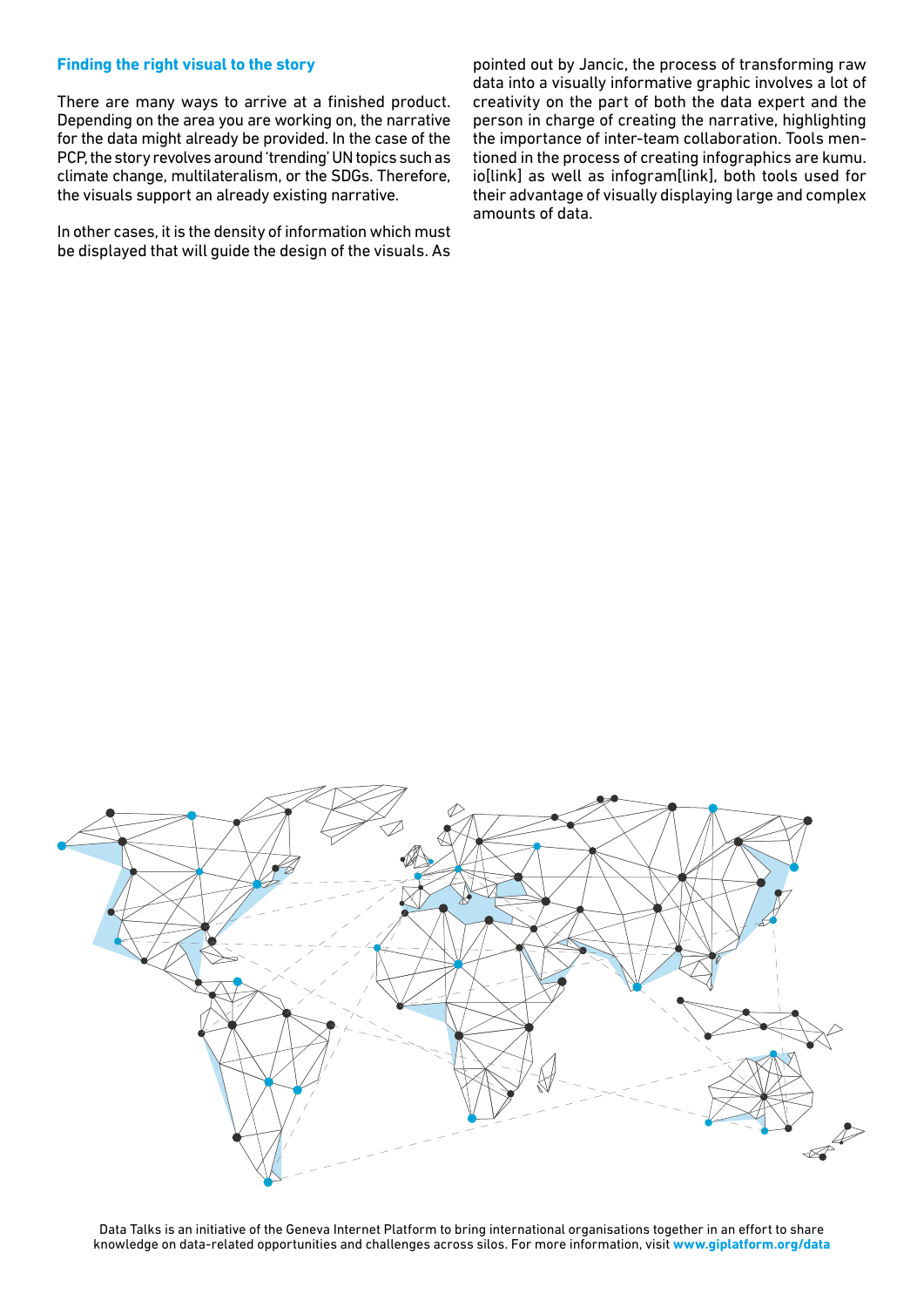### Finding the right visual to the story

There are many ways to arrive at a finished product. Depending on the area you are working on, the narrative for the data might already be provided. In the case of the PCP, the story revolves around 'trending' UN topics such as climate change, multilateralism, or the SDGs. Therefore, the visuals support an already existing narrative.

In other cases, it is the density of information which must be displayed that will guide the design of the visuals. As pointed out by Jancic, the process of transforming raw data into a visually informative graphic involves a lot of creativity on the part of both the data expert and the person in charge of creating the narrative, highlighting the importance of inter-team collaboration. Tools mentioned in the process of creating infographics are kumu.io[link] as well as infogram[link], both tools used for their advantage of visually displaying large and complex amounts of data.

Data Talks is an initiative of the Geneva Internet Platform to bring international organisations together in an effort to share knowledge on data-related opportunities and challenges across silos. For more information, visit **www.giplatform.org/data**